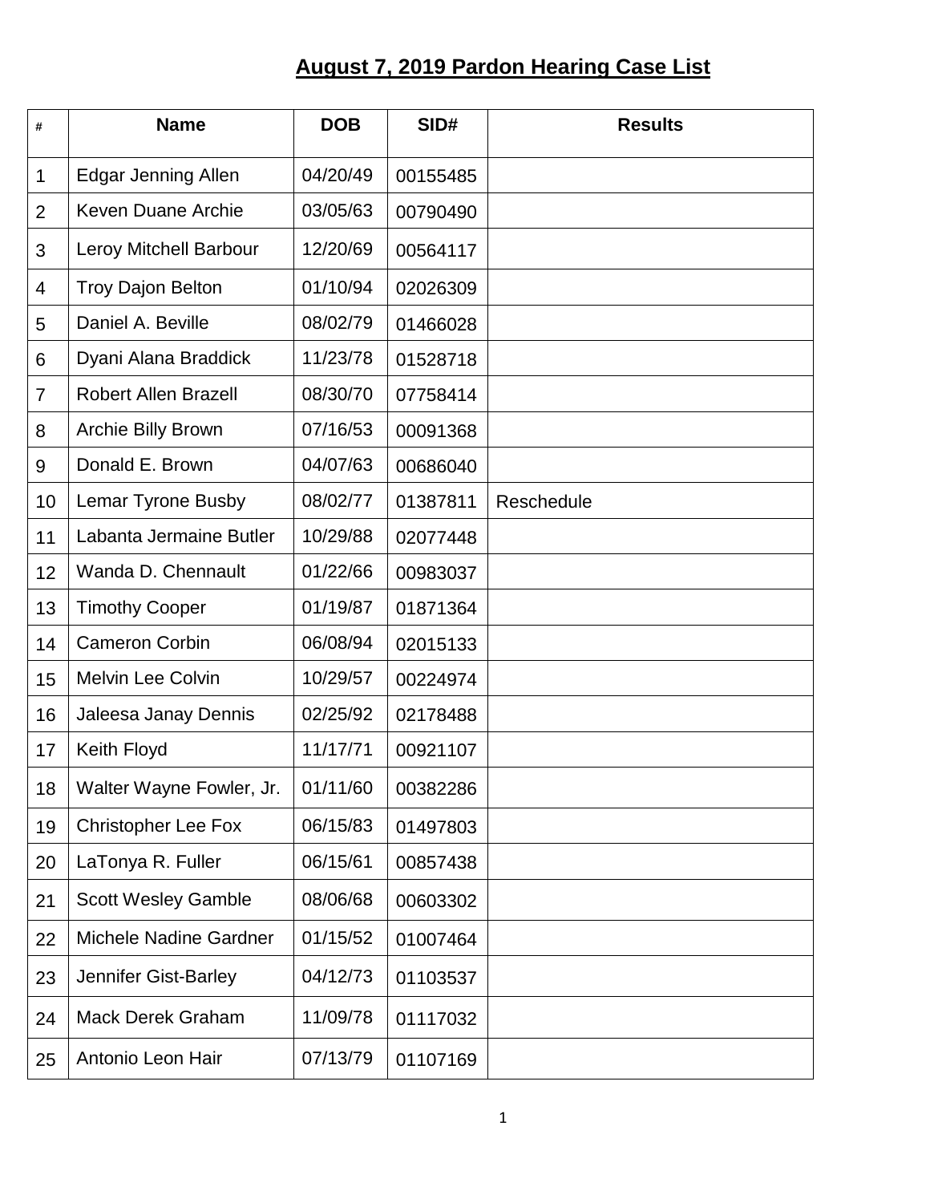# August 7, 2019 Pardon Hearing Case List

| # | Name | DOB | SID# | Results |
| --- | --- | --- | --- | --- |
| 1 | Edgar Jenning Allen | 04/20/49 | 00155485 | |
| 2 | Keven Duane Archie | 03/05/63 | 00790490 | |
| 3 | Leroy Mitchell Barbour | 12/20/69 | 00564117 | |
| 4 | Troy Dajon Belton | 01/10/94 | 02026309 | |
| 5 | Daniel A. Beville | 08/02/79 | 01466028 | |
| 6 | Dyani Alana Braddick | 11/23/78 | 01528718 | |
| 7 | Robert Allen Brazell | 08/30/70 | 07758414 | |
| 8 | Archie Billy Brown | 07/16/53 | 00091368 | |
| 9 | Donald E. Brown | 04/07/63 | 00686040 | |
| 10 | Lemar Tyrone Busby | 08/02/77 | 01387811 | Reschedule |
| 11 | Labanta Jermaine Butler | 10/29/88 | 02077448 | |
| 12 | Wanda D. Chennault | 01/22/66 | 00983037 | |
| 13 | Timothy Cooper | 01/19/87 | 01871364 | |
| 14 | Cameron Corbin | 06/08/94 | 02015133 | |
| 15 | Melvin Lee Colvin | 10/29/57 | 00224974 | |
| 16 | Jaleesa Janay Dennis | 02/25/92 | 02178488 | |
| 17 | Keith Floyd | 11/17/71 | 00921107 | |
| 18 | Walter Wayne Fowler, Jr. | 01/11/60 | 00382286 | |
| 19 | Christopher Lee Fox | 06/15/83 | 01497803 | |
| 20 | LaTonya R. Fuller | 06/15/61 | 00857438 | |
| 21 | Scott Wesley Gamble | 08/06/68 | 00603302 | |
| 22 | Michele Nadine Gardner | 01/15/52 | 01007464 | |
| 23 | Jennifer Gist-Barley | 04/12/73 | 01103537 | |
| 24 | Mack Derek Graham | 11/09/78 | 01117032 | |
| 25 | Antonio Leon Hair | 07/13/79 | 01107169 | |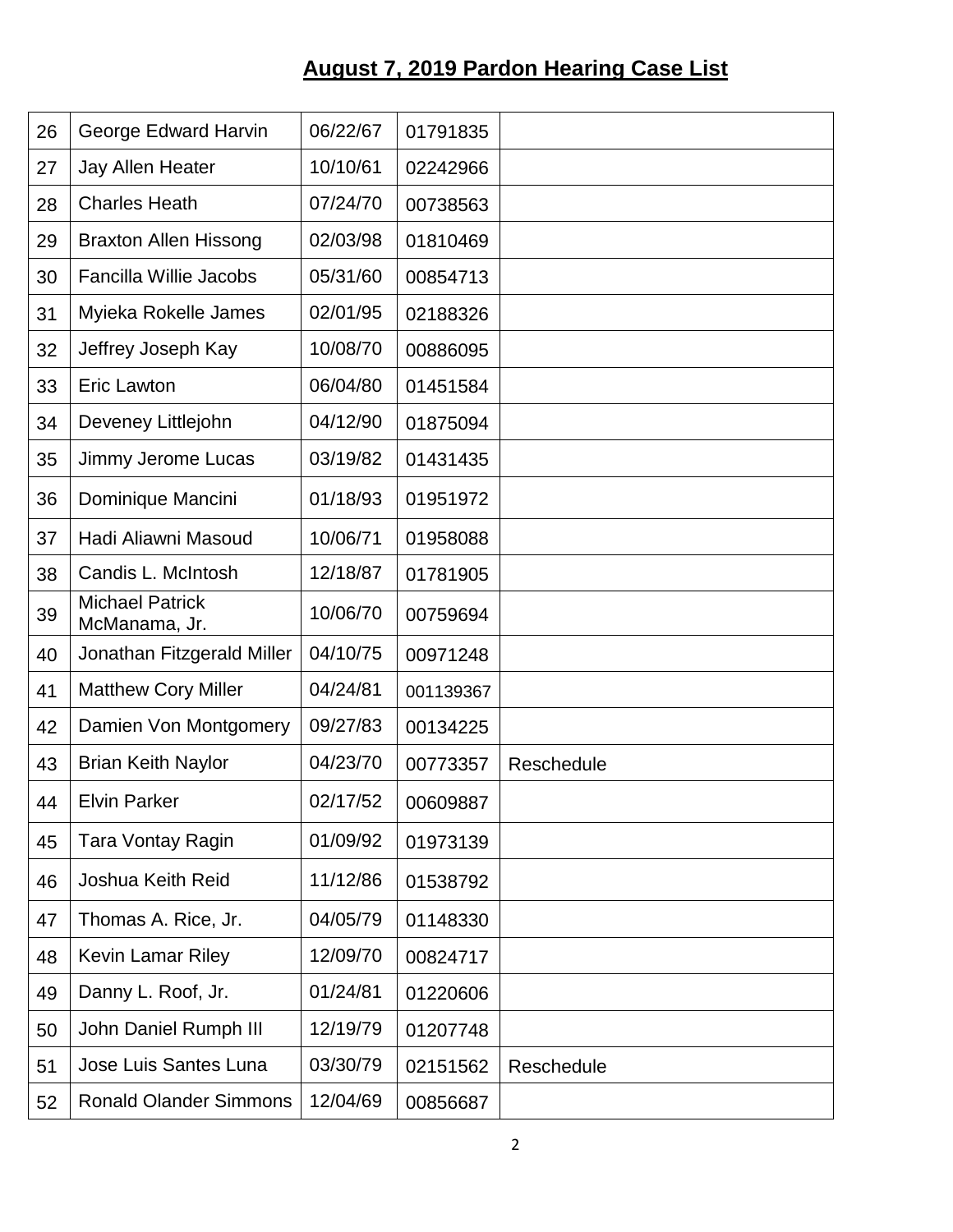## August 7, 2019 Pardon Hearing Case List

| | | | | |
|---|---|---|---|---|
| 26 | George Edward Harvin | 06/22/67 | 01791835 | |
| 27 | Jay Allen Heater | 10/10/61 | 02242966 | |
| 28 | Charles Heath | 07/24/70 | 00738563 | |
| 29 | Braxton Allen Hissong | 02/03/98 | 01810469 | |
| 30 | Fancilla Willie Jacobs | 05/31/60 | 00854713 | |
| 31 | Myieka Rokelle James | 02/01/95 | 02188326 | |
| 32 | Jeffrey Joseph Kay | 10/08/70 | 00886095 | |
| 33 | Eric Lawton | 06/04/80 | 01451584 | |
| 34 | Deveney Littlejohn | 04/12/90 | 01875094 | |
| 35 | Jimmy Jerome Lucas | 03/19/82 | 01431435 | |
| 36 | Dominique Mancini | 01/18/93 | 01951972 | |
| 37 | Hadi Aliawni Masoud | 10/06/71 | 01958088 | |
| 38 | Candis L. McIntosh | 12/18/87 | 01781905 | |
| 39 | Michael Patrick McManama, Jr. | 10/06/70 | 00759694 | |
| 40 | Jonathan Fitzgerald Miller | 04/10/75 | 00971248 | |
| 41 | Matthew Cory Miller | 04/24/81 | 001139367 | |
| 42 | Damien Von Montgomery | 09/27/83 | 00134225 | |
| 43 | Brian Keith Naylor | 04/23/70 | 00773357 | Reschedule |
| 44 | Elvin Parker | 02/17/52 | 00609887 | |
| 45 | Tara Vontay Ragin | 01/09/92 | 01973139 | |
| 46 | Joshua Keith Reid | 11/12/86 | 01538792 | |
| 47 | Thomas A. Rice, Jr. | 04/05/79 | 01148330 | |
| 48 | Kevin Lamar Riley | 12/09/70 | 00824717 | |
| 49 | Danny L. Roof, Jr. | 01/24/81 | 01220606 | |
| 50 | John Daniel Rumph III | 12/19/79 | 01207748 | |
| 51 | Jose Luis Santes Luna | 03/30/79 | 02151562 | Reschedule |
| 52 | Ronald Olander Simmons | 12/04/69 | 00856687 | |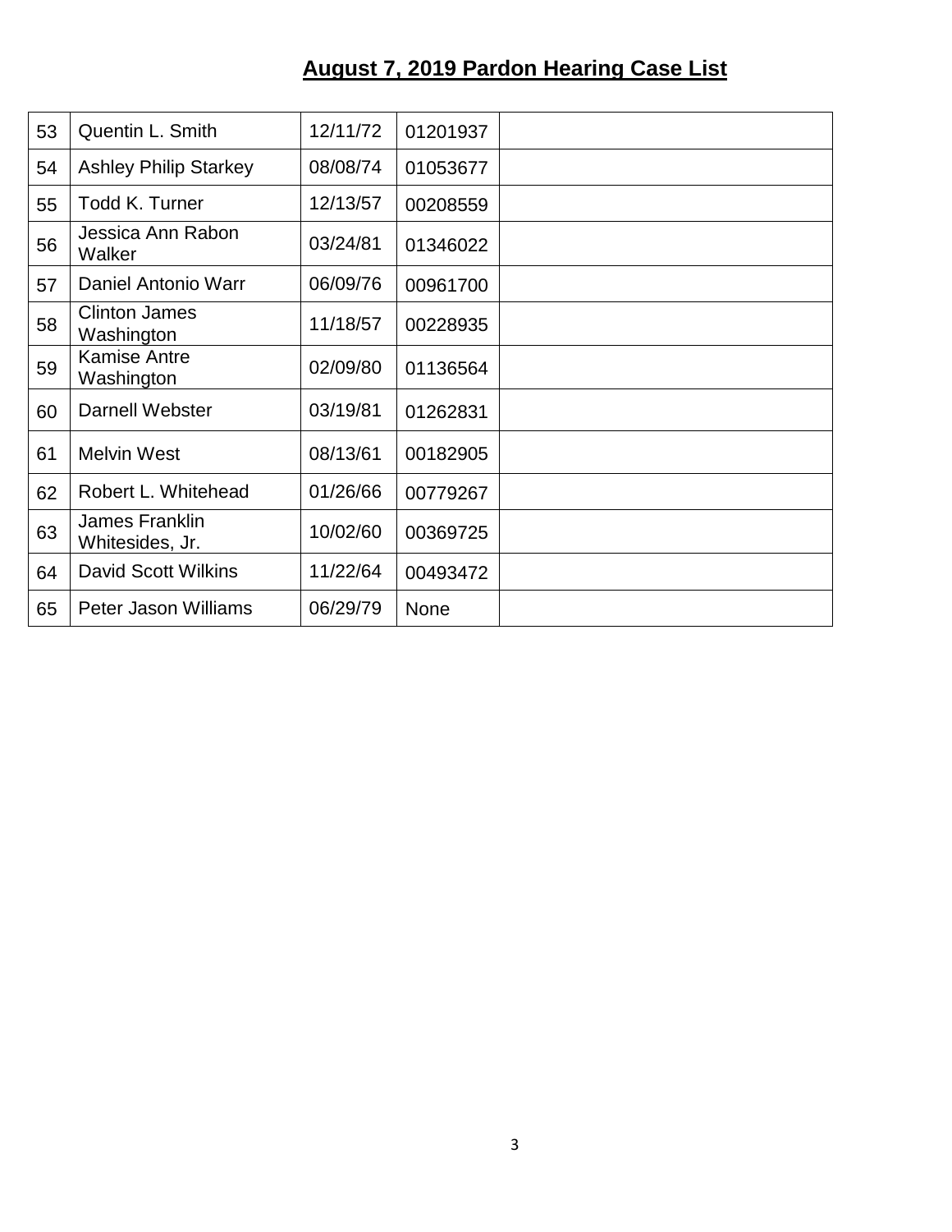## August 7, 2019 Pardon Hearing Case List

| | | | | |
|---|---|---|---|---|
| 53 | Quentin L. Smith | 12/11/72 | 01201937 | |
| 54 | Ashley Philip Starkey | 08/08/74 | 01053677 | |
| 55 | Todd K. Turner | 12/13/57 | 00208559 | |
| 56 | Jessica Ann Rabon Walker | 03/24/81 | 01346022 | |
| 57 | Daniel Antonio Warr | 06/09/76 | 00961700 | |
| 58 | Clinton James Washington | 11/18/57 | 00228935 | |
| 59 | Kamise Antre Washington | 02/09/80 | 01136564 | |
| 60 | Darnell Webster | 03/19/81 | 01262831 | |
| 61 | Melvin West | 08/13/61 | 00182905 | |
| 62 | Robert L. Whitehead | 01/26/66 | 00779267 | |
| 63 | James Franklin Whitesides, Jr. | 10/02/60 | 00369725 | |
| 64 | David Scott Wilkins | 11/22/64 | 00493472 | |
| 65 | Peter Jason Williams | 06/29/79 | None | |